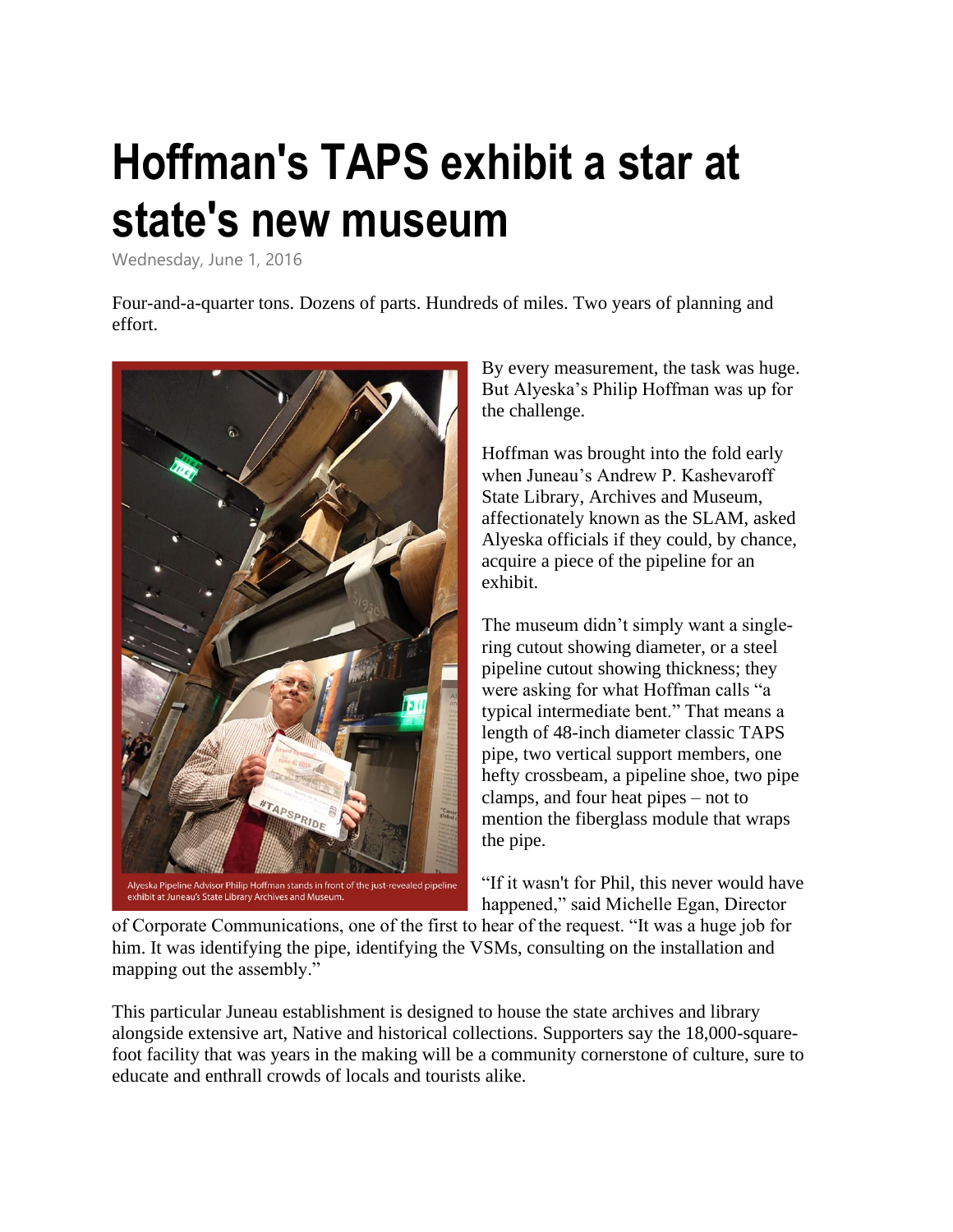# Hoffman's TAPS exhibit a star at state's new museum

Wednesday, June 1, 2016

Four-and-a-quarter tons. Dozens of parts. Hundreds of miles. Two years of planning and effort.

Alyeska Pipeline Advisor Philip Hoffman stands in front of the just-revealed pipeline exhibit at Juneau's State Library Archives and Museum.

By every measurement, the task was huge. But Alyeska's Philip Hoffman was up for the challenge.

Hoffman was brought into the fold early when Juneau's Andrew P. Kashevaroff State Library, Archives and Museum, affectionately known as the SLAM, asked Alyeska officials if they could, by chance, acquire a piece of the pipeline for an exhibit.

The museum didn't simply want a single-ring cutout showing diameter, or a steel pipeline cutout showing thickness; they were asking for what Hoffman calls "a typical intermediate bent." That means a length of 48-inch diameter classic TAPS pipe, two vertical support members, one hefty crossbeam, a pipeline shoe, two pipe clamps, and four heat pipes – not to mention the fiberglass module that wraps the pipe.

"If it wasn't for Phil, this never would have happened," said Michelle Egan, Director of Corporate Communications, one of the first to hear of the request. "It was a huge job for him. It was identifying the pipe, identifying the VSMs, consulting on the installation and mapping out the assembly."

This particular Juneau establishment is designed to house the state archives and library alongside extensive art, Native and historical collections. Supporters say the 18,000-square-foot facility that was years in the making will be a community cornerstone of culture, sure to educate and enthrall crowds of locals and tourists alike.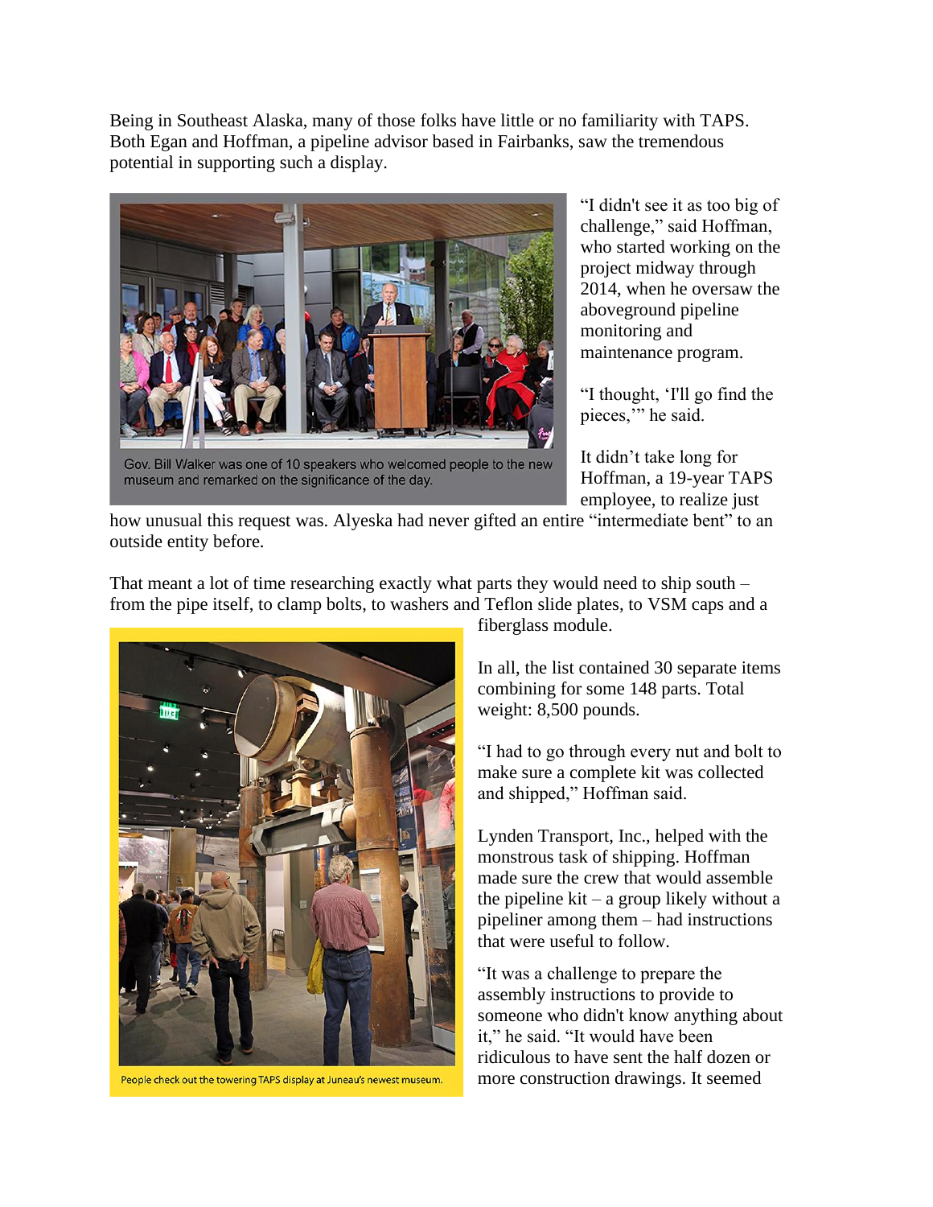Being in Southeast Alaska, many of those folks have little or no familiarity with TAPS. Both Egan and Hoffman, a pipeline advisor based in Fairbanks, saw the tremendous potential in supporting such a display.

Gov. Bill Walker was one of 10 speakers who welcomed people to the new museum and remarked on the significance of the day.

"I didn't see it as too big of challenge," said Hoffman, who started working on the project midway through 2014, when he oversaw the aboveground pipeline monitoring and maintenance program.

"I thought, 'I'll go find the pieces,'" he said.

It didn't take long for Hoffman, a 19-year TAPS employee, to realize just how unusual this request was. Alyeska had never gifted an entire "intermediate bent" to an outside entity before.

That meant a lot of time researching exactly what parts they would need to ship south – from the pipe itself, to clamp bolts, to washers and Teflon slide plates, to VSM caps and a fiberglass module.

People check out the towering TAPS display at Juneau's newest museum.

In all, the list contained 30 separate items combining for some 148 parts. Total weight: 8,500 pounds.

"I had to go through every nut and bolt to make sure a complete kit was collected and shipped," Hoffman said.

Lynden Transport, Inc., helped with the monstrous task of shipping. Hoffman made sure the crew that would assemble the pipeline kit – a group likely without a pipeliner among them – had instructions that were useful to follow.

"It was a challenge to prepare the assembly instructions to provide to someone who didn't know anything about it," he said. "It would have been ridiculous to have sent the half dozen or more construction drawings. It seemed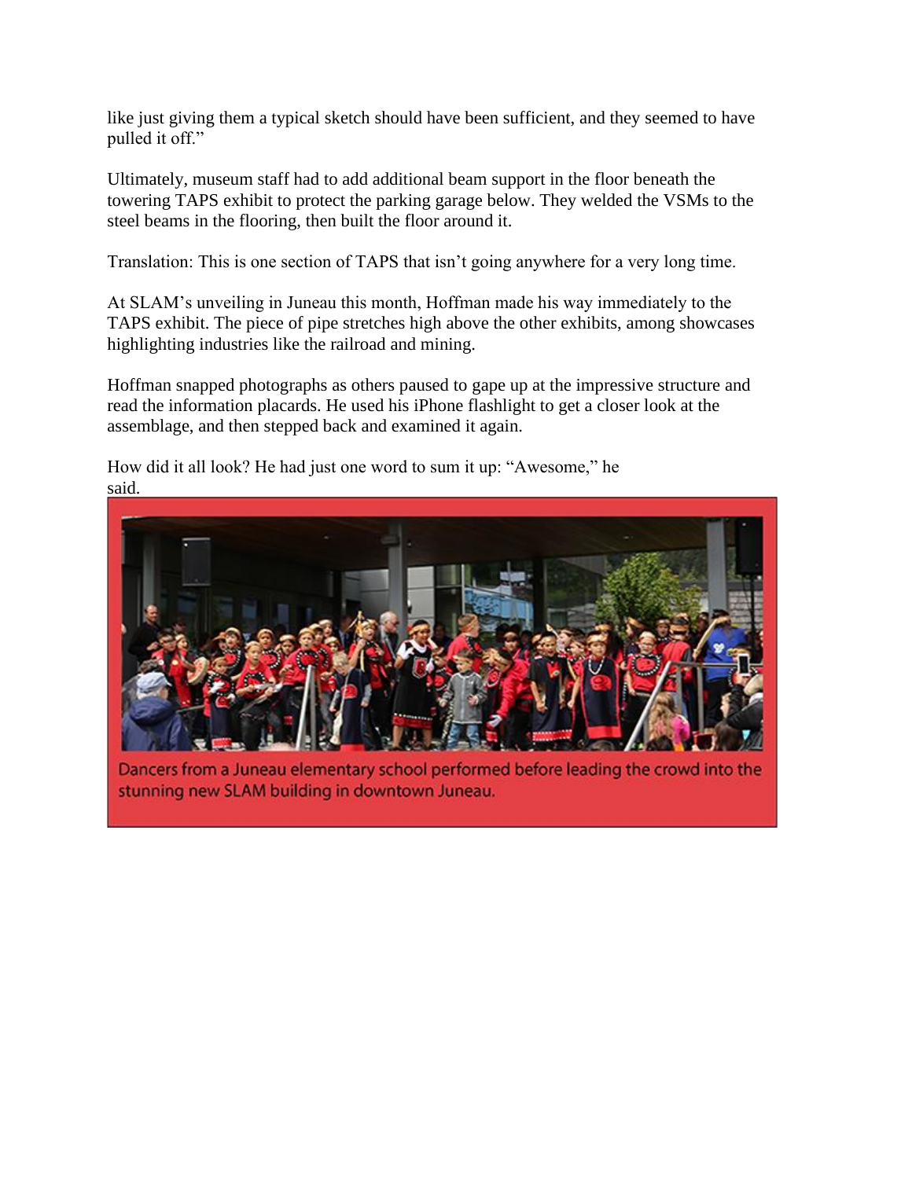like just giving them a typical sketch should have been sufficient, and they seemed to have pulled it off."

Ultimately, museum staff had to add additional beam support in the floor beneath the towering TAPS exhibit to protect the parking garage below. They welded the VSMs to the steel beams in the flooring, then built the floor around it.

Translation: This is one section of TAPS that isn't going anywhere for a very long time.

At SLAM's unveiling in Juneau this month, Hoffman made his way immediately to the TAPS exhibit. The piece of pipe stretches high above the other exhibits, among showcases highlighting industries like the railroad and mining.

Hoffman snapped photographs as others paused to gape up at the impressive structure and read the information placards. He used his iPhone flashlight to get a closer look at the assemblage, and then stepped back and examined it again.

How did it all look? He had just one word to sum it up: "Awesome," he said.

Dancers from a Juneau elementary school performed before leading the crowd into the stunning new SLAM building in downtown Juneau.